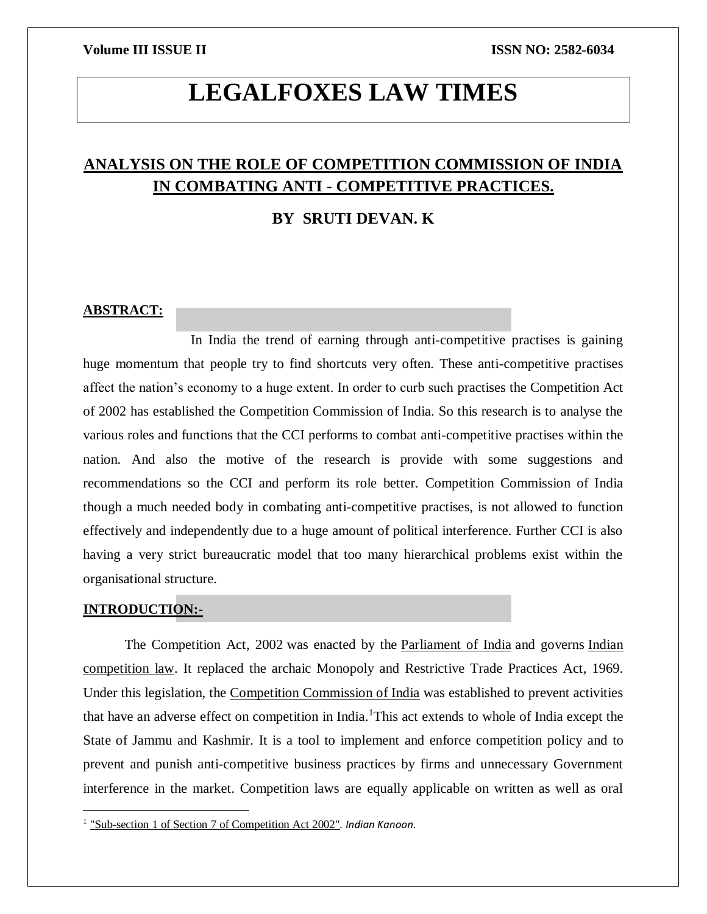# LEGALFOXES LAW TIMES

## ANALYSIS ON THE ROLE OF COMPETITION COMMISSION OF INDIA IN COMBATING ANTI - COMPETITIVE PRACTICES.

### BY SRUTI DEVAN. K

**ABSTRACT:**

In India the trend of earning through anti-competitive practises is gaining huge momentum that people try to find shortcuts very often. These anti-competitive practises affect the nation's economy to a huge extent. In order to curb such practises the Competition Act of 2002 has established the Competition Commission of India. So this research is to analyse the various roles and functions that the CCI performs to combat anti-competitive practises within the nation. And also the motive of the research is provide with some suggestions and recommendations so the CCI and perform its role better. Competition Commission of India though a much needed body in combating anti-competitive practises, is not allowed to function effectively and independently due to a huge amount of political interference. Further CCI is also having a very strict bureaucratic model that too many hierarchical problems exist within the organisational structure.

**INTRODUCTION:-**

The Competition Act, 2002 was enacted by the Parliament of India and governs Indian competition law. It replaced the archaic Monopoly and Restrictive Trade Practices Act, 1969. Under this legislation, the Competition Commission of India was established to prevent activities that have an adverse effect on competition in India.[1]This act extends to whole of India except the State of Jammu and Kashmir. It is a tool to implement and enforce competition policy and to prevent and punish anti-competitive business practices by firms and unnecessary Government interference in the market. Competition laws are equally applicable on written as well as oral

[1] "Sub-section 1 of Section 7 of Competition Act 2002". *Indian Kanoon*.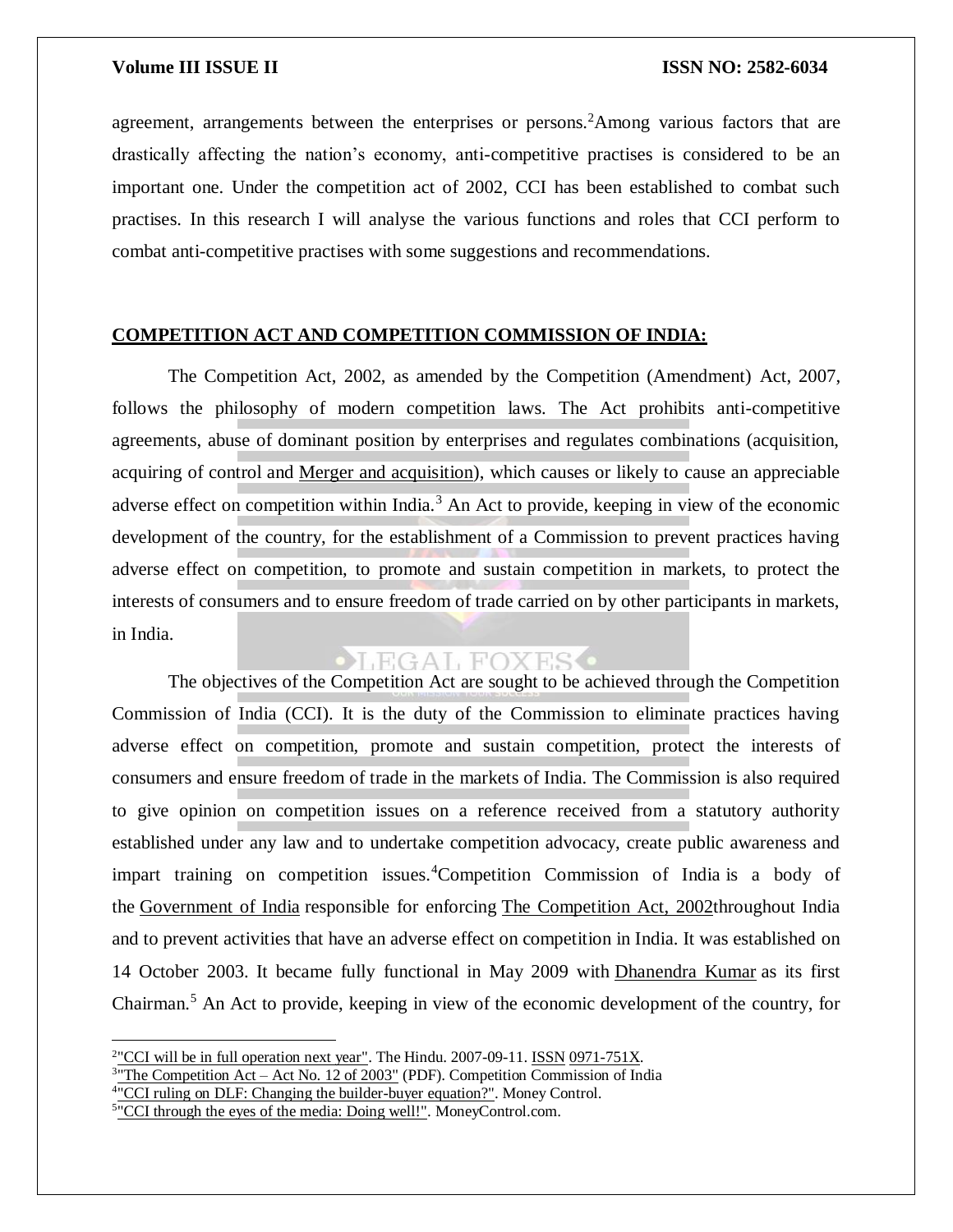agreement, arrangements between the enterprises or persons.[2]Among various factors that are drastically affecting the nation's economy, anti-competitive practises is considered to be an important one. Under the competition act of 2002, CCI has been established to combat such practises. In this research I will analyse the various functions and roles that CCI perform to combat anti-competitive practises with some suggestions and recommendations.

## COMPETITION ACT AND COMPETITION COMMISSION OF INDIA:

The Competition Act, 2002, as amended by the Competition (Amendment) Act, 2007, follows the philosophy of modern competition laws. The Act prohibits anti-competitive agreements, abuse of dominant position by enterprises and regulates combinations (acquisition, acquiring of control and Merger and acquisition), which causes or likely to cause an appreciable adverse effect on competition within India.[3] An Act to provide, keeping in view of the economic development of the country, for the establishment of a Commission to prevent practices having adverse effect on competition, to promote and sustain competition in markets, to protect the interests of consumers and to ensure freedom of trade carried on by other participants in markets, in India.

The objectives of the Competition Act are sought to be achieved through the Competition Commission of India (CCI). It is the duty of the Commission to eliminate practices having adverse effect on competition, promote and sustain competition, protect the interests of consumers and ensure freedom of trade in the markets of India. The Commission is also required to give opinion on competition issues on a reference received from a statutory authority established under any law and to undertake competition advocacy, create public awareness and impart training on competition issues.[4]Competition Commission of India is a body of the Government of India responsible for enforcing The Competition Act, 2002throughout India and to prevent activities that have an adverse effect on competition in India. It was established on 14 October 2003. It became fully functional in May 2009 with Dhanendra Kumar as its first Chairman.[5] An Act to provide, keeping in view of the economic development of the country, for

---

[2]"CCI will be in full operation next year". The Hindu. 2007-09-11. ISSN 0971-751X.
[3]"The Competition Act – Act No. 12 of 2003" (PDF). Competition Commission of India
[4]"CCI ruling on DLF: Changing the builder-buyer equation?". Money Control.
[5]"CCI through the eyes of the media: Doing well!". MoneyControl.com.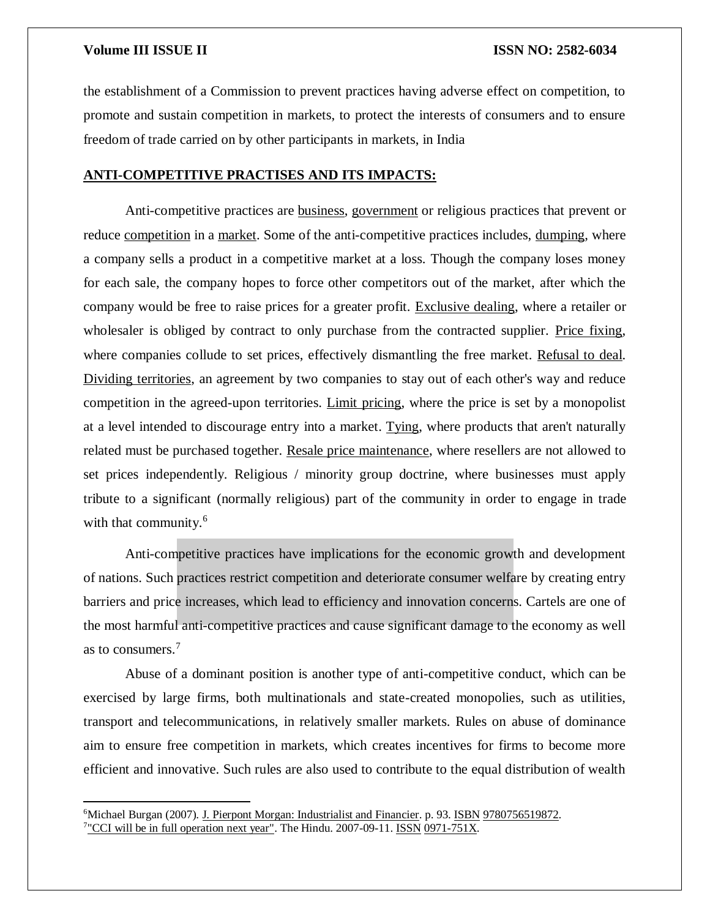the establishment of a Commission to prevent practices having adverse effect on competition, to promote and sustain competition in markets, to protect the interests of consumers and to ensure freedom of trade carried on by other participants in markets, in India

## ANTI-COMPETITIVE PRACTISES AND ITS IMPACTS:

Anti-competitive practices are business, government or religious practices that prevent or reduce competition in a market. Some of the anti-competitive practices includes, dumping, where a company sells a product in a competitive market at a loss. Though the company loses money for each sale, the company hopes to force other competitors out of the market, after which the company would be free to raise prices for a greater profit. Exclusive dealing, where a retailer or wholesaler is obliged by contract to only purchase from the contracted supplier. Price fixing, where companies collude to set prices, effectively dismantling the free market. Refusal to deal. Dividing territories, an agreement by two companies to stay out of each other's way and reduce competition in the agreed-upon territories. Limit pricing, where the price is set by a monopolist at a level intended to discourage entry into a market. Tying, where products that aren't naturally related must be purchased together. Resale price maintenance, where resellers are not allowed to set prices independently. Religious / minority group doctrine, where businesses must apply tribute to a significant (normally religious) part of the community in order to engage in trade with that community.[6]

Anti-competitive practices have implications for the economic growth and development of nations. Such practices restrict competition and deteriorate consumer welfare by creating entry barriers and price increases, which lead to efficiency and innovation concerns. Cartels are one of the most harmful anti-competitive practices and cause significant damage to the economy as well as to consumers.[7]

Abuse of a dominant position is another type of anti-competitive conduct, which can be exercised by large firms, both multinationals and state-created monopolies, such as utilities, transport and telecommunications, in relatively smaller markets. Rules on abuse of dominance aim to ensure free competition in markets, which creates incentives for firms to become more efficient and innovative. Such rules are also used to contribute to the equal distribution of wealth

---

[6]Michael Burgan (2007). J. Pierpont Morgan: Industrialist and Financier. p. 93. ISBN 9780756519872.

[7]"CCI will be in full operation next year". The Hindu. 2007-09-11. ISSN 0971-751X.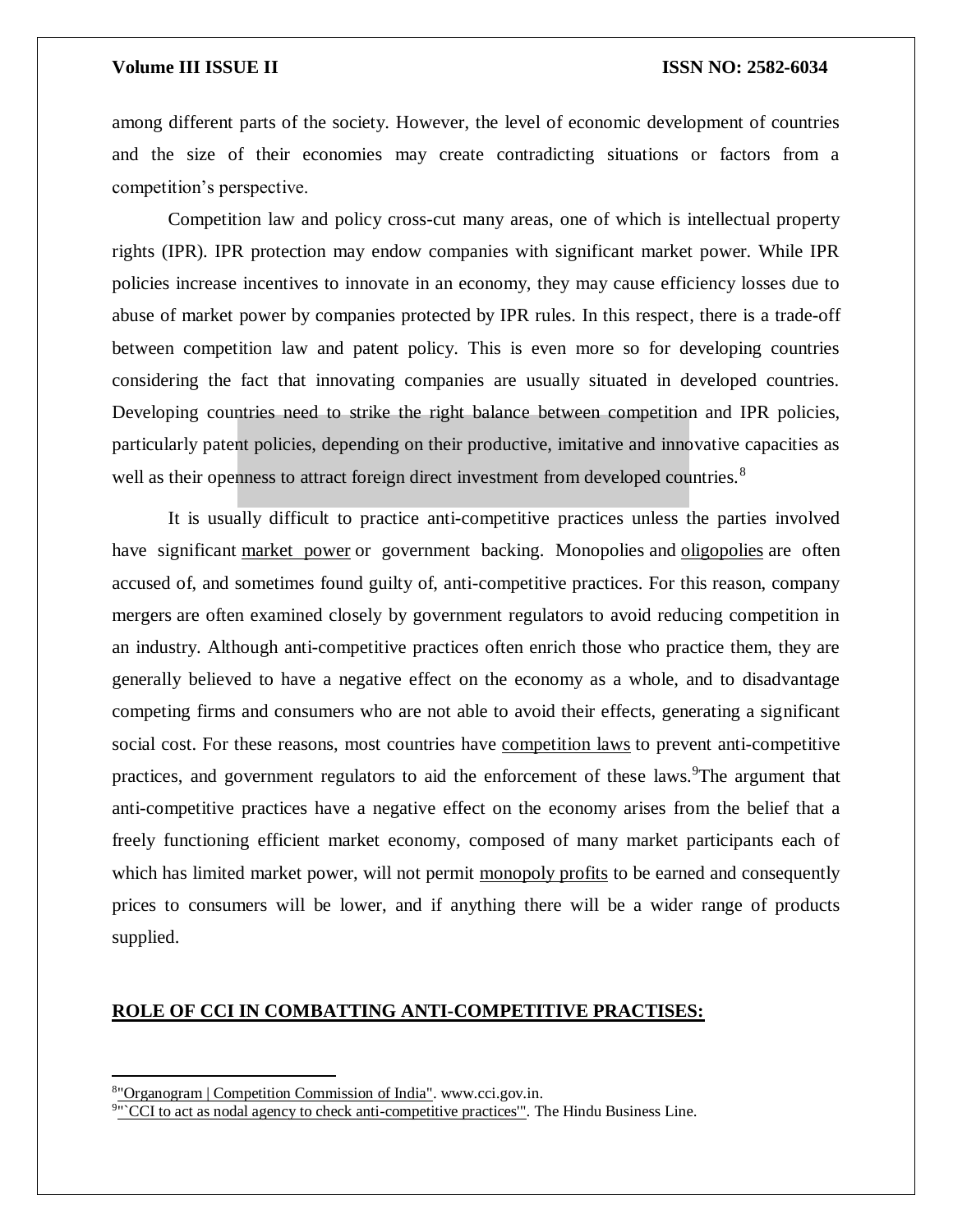among different parts of the society. However, the level of economic development of countries and the size of their economies may create contradicting situations or factors from a competition's perspective.

Competition law and policy cross-cut many areas, one of which is intellectual property rights (IPR). IPR protection may endow companies with significant market power. While IPR policies increase incentives to innovate in an economy, they may cause efficiency losses due to abuse of market power by companies protected by IPR rules. In this respect, there is a trade-off between competition law and patent policy. This is even more so for developing countries considering the fact that innovating companies are usually situated in developed countries. Developing countries need to strike the right balance between competition and IPR policies, particularly patent policies, depending on their productive, imitative and innovative capacities as well as their openness to attract foreign direct investment from developed countries.[8]

It is usually difficult to practice anti-competitive practices unless the parties involved have significant market power or government backing. Monopolies and oligopolies are often accused of, and sometimes found guilty of, anti-competitive practices. For this reason, company mergers are often examined closely by government regulators to avoid reducing competition in an industry. Although anti-competitive practices often enrich those who practice them, they are generally believed to have a negative effect on the economy as a whole, and to disadvantage competing firms and consumers who are not able to avoid their effects, generating a significant social cost. For these reasons, most countries have competition laws to prevent anti-competitive practices, and government regulators to aid the enforcement of these laws.[9]The argument that anti-competitive practices have a negative effect on the economy arises from the belief that a freely functioning efficient market economy, composed of many market participants each of which has limited market power, will not permit monopoly profits to be earned and consequently prices to consumers will be lower, and if anything there will be a wider range of products supplied.

## ROLE OF CCI IN COMBATTING ANTI-COMPETITIVE PRACTISES:

---

[8] "Organogram | Competition Commission of India". www.cci.gov.in.

[9] "`CCI to act as nodal agency to check anti-competitive practices'". The Hindu Business Line.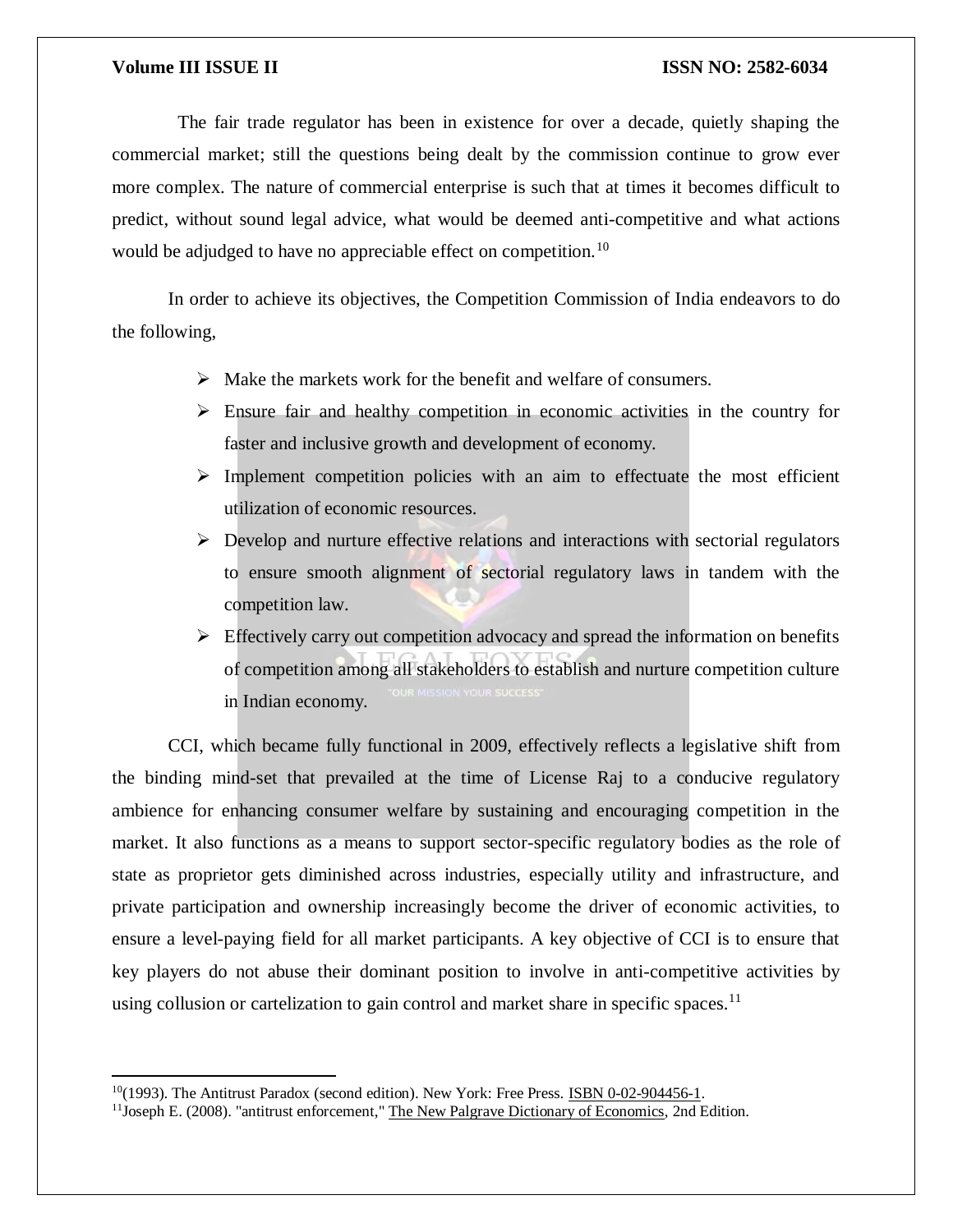The fair trade regulator has been in existence for over a decade, quietly shaping the commercial market; still the questions being dealt by the commission continue to grow ever more complex. The nature of commercial enterprise is such that at times it becomes difficult to predict, without sound legal advice, what would be deemed anti-competitive and what actions would be adjudged to have no appreciable effect on competition.[10]

In order to achieve its objectives, the Competition Commission of India endeavors to do the following,

- Make the markets work for the benefit and welfare of consumers.
- Ensure fair and healthy competition in economic activities in the country for faster and inclusive growth and development of economy.
- Implement competition policies with an aim to effectuate the most efficient utilization of economic resources.
- Develop and nurture effective relations and interactions with sectorial regulators to ensure smooth alignment of sectorial regulatory laws in tandem with the competition law.
- Effectively carry out competition advocacy and spread the information on benefits of competition among all stakeholders to establish and nurture competition culture in Indian economy.

CCI, which became fully functional in 2009, effectively reflects a legislative shift from the binding mind-set that prevailed at the time of License Raj to a conducive regulatory ambience for enhancing consumer welfare by sustaining and encouraging competition in the market. It also functions as a means to support sector-specific regulatory bodies as the role of state as proprietor gets diminished across industries, especially utility and infrastructure, and private participation and ownership increasingly become the driver of economic activities, to ensure a level-paying field for all market participants. A key objective of CCI is to ensure that key players do not abuse their dominant position to involve in anti-competitive activities by using collusion or cartelization to gain control and market share in specific spaces.[11]

---

[10](1993). The Antitrust Paradox (second edition). New York: Free Press. ISBN 0-02-904456-1.

[11]Joseph E. (2008). "antitrust enforcement," The New Palgrave Dictionary of Economics, 2nd Edition.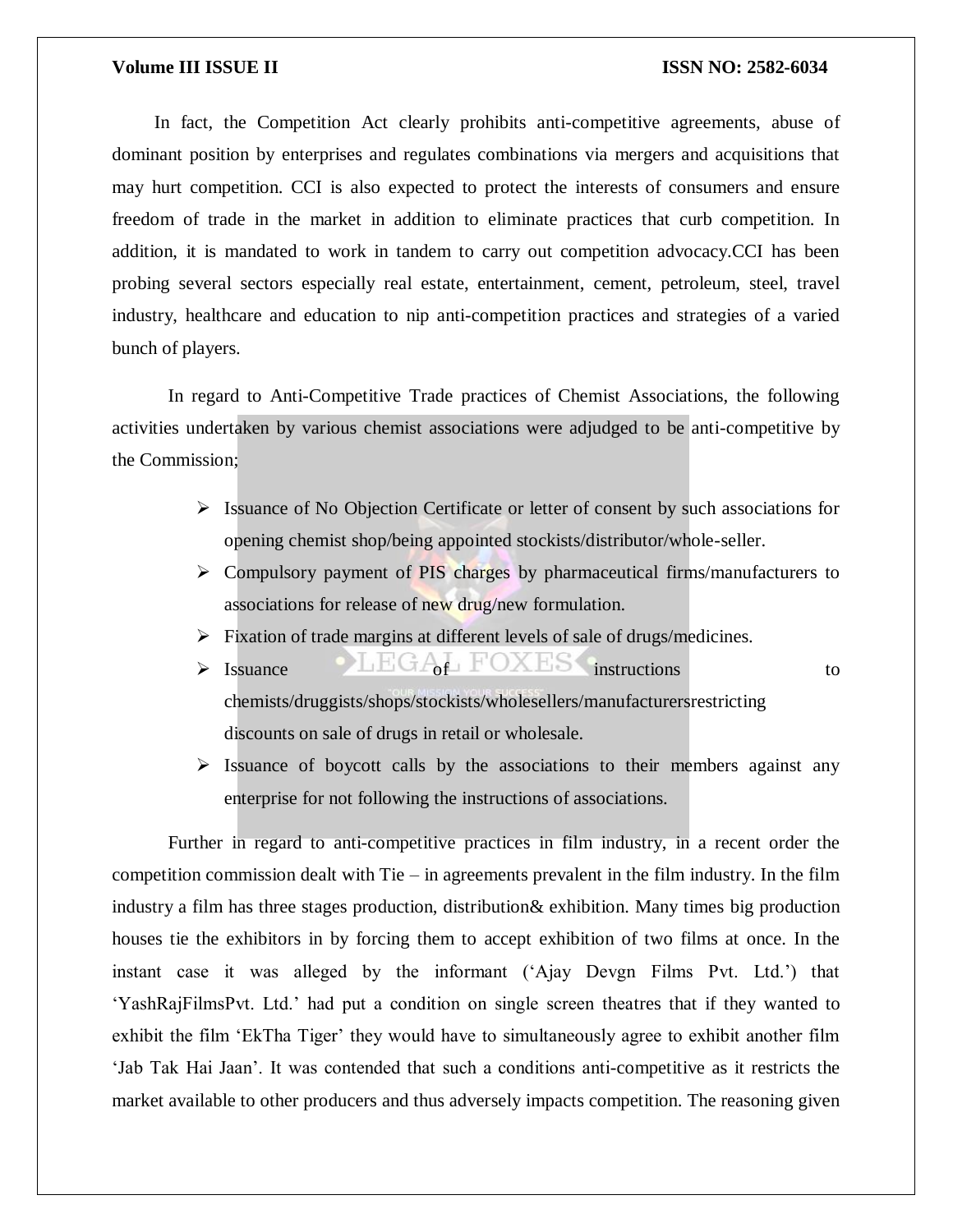In fact, the Competition Act clearly prohibits anti-competitive agreements, abuse of dominant position by enterprises and regulates combinations via mergers and acquisitions that may hurt competition. CCI is also expected to protect the interests of consumers and ensure freedom of trade in the market in addition to eliminate practices that curb competition. In addition, it is mandated to work in tandem to carry out competition advocacy.CCI has been probing several sectors especially real estate, entertainment, cement, petroleum, steel, travel industry, healthcare and education to nip anti-competition practices and strategies of a varied bunch of players.

In regard to Anti-Competitive Trade practices of Chemist Associations, the following activities undertaken by various chemist associations were adjudged to be anti-competitive by the Commission;

- Issuance of No Objection Certificate or letter of consent by such associations for opening chemist shop/being appointed stockists/distributor/whole-seller.
- Compulsory payment of PIS charges by pharmaceutical firms/manufacturers to associations for release of new drug/new formulation.
- Fixation of trade margins at different levels of sale of drugs/medicines.
- Issuance of instructions to chemists/druggists/shops/stockists/wholesellers/manufacturersrestricting discounts on sale of drugs in retail or wholesale.
- Issuance of boycott calls by the associations to their members against any enterprise for not following the instructions of associations.

Further in regard to anti-competitive practices in film industry, in a recent order the competition commission dealt with Tie – in agreements prevalent in the film industry. In the film industry a film has three stages production, distribution& exhibition. Many times big production houses tie the exhibitors in by forcing them to accept exhibition of two films at once. In the instant case it was alleged by the informant ('Ajay Devgn Films Pvt. Ltd.') that 'YashRajFilmsPvt. Ltd.' had put a condition on single screen theatres that if they wanted to exhibit the film 'EkTha Tiger' they would have to simultaneously agree to exhibit another film 'Jab Tak Hai Jaan'. It was contended that such a conditions anti-competitive as it restricts the market available to other producers and thus adversely impacts competition. The reasoning given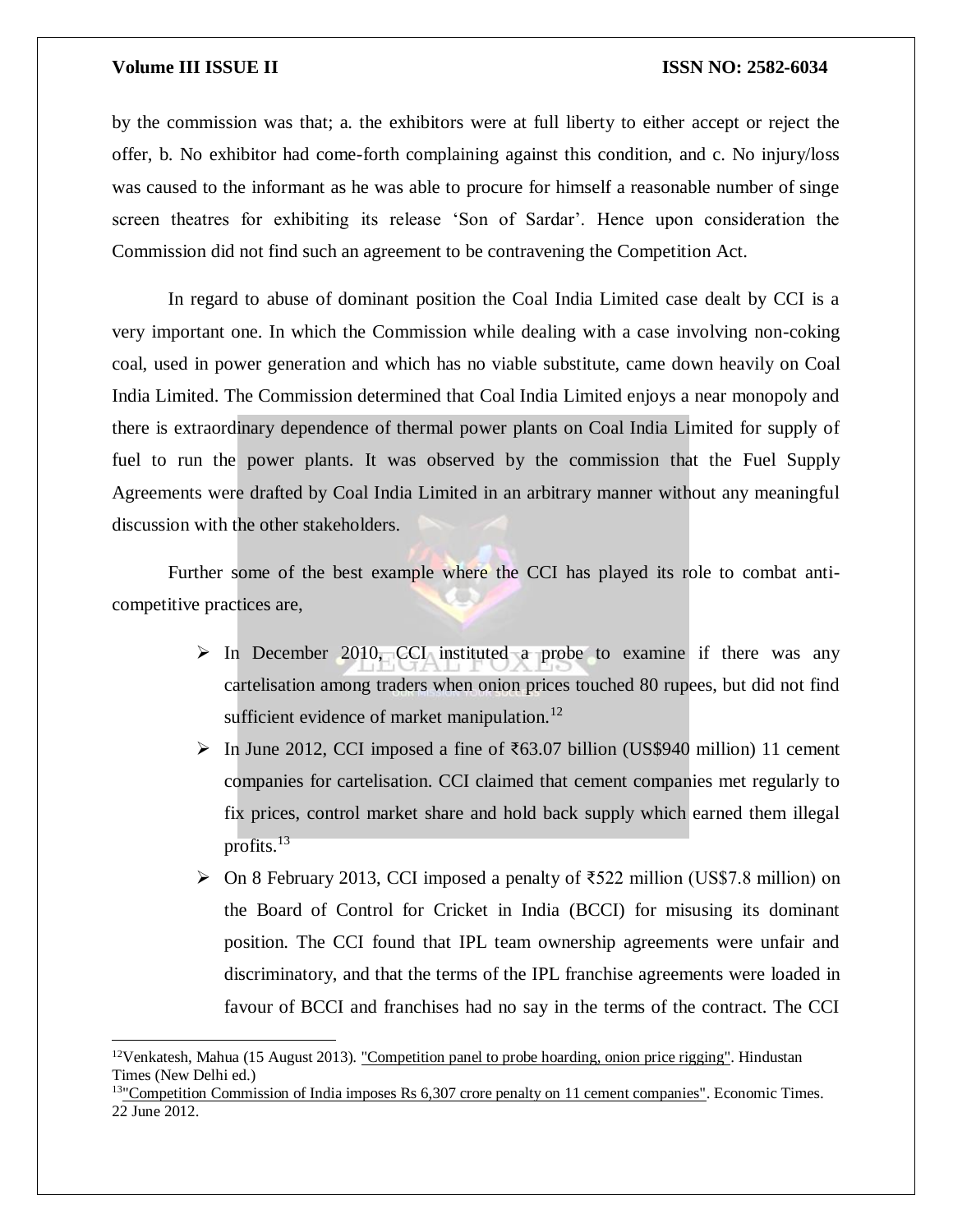by the commission was that; a. the exhibitors were at full liberty to either accept or reject the offer, b. No exhibitor had come-forth complaining against this condition, and c. No injury/loss was caused to the informant as he was able to procure for himself a reasonable number of singe screen theatres for exhibiting its release 'Son of Sardar'. Hence upon consideration the Commission did not find such an agreement to be contravening the Competition Act.

In regard to abuse of dominant position the Coal India Limited case dealt by CCI is a very important one. In which the Commission while dealing with a case involving non-coking coal, used in power generation and which has no viable substitute, came down heavily on Coal India Limited. The Commission determined that Coal India Limited enjoys a near monopoly and there is extraordinary dependence of thermal power plants on Coal India Limited for supply of fuel to run the power plants. It was observed by the commission that the Fuel Supply Agreements were drafted by Coal India Limited in an arbitrary manner without any meaningful discussion with the other stakeholders.

Further some of the best example where the CCI has played its role to combat anti-competitive practices are,

- In December 2010, CCI instituted a probe to examine if there was any cartelisation among traders when onion prices touched 80 rupees, but did not find sufficient evidence of market manipulation.[12]
- In June 2012, CCI imposed a fine of ₹63.07 billion (US$940 million) 11 cement companies for cartelisation. CCI claimed that cement companies met regularly to fix prices, control market share and hold back supply which earned them illegal profits.[13]
- On 8 February 2013, CCI imposed a penalty of ₹522 million (US$7.8 million) on the Board of Control for Cricket in India (BCCI) for misusing its dominant position. The CCI found that IPL team ownership agreements were unfair and discriminatory, and that the terms of the IPL franchise agreements were loaded in favour of BCCI and franchises had no say in the terms of the contract. The CCI

---

[12] Venkatesh, Mahua (15 August 2013). "Competition panel to probe hoarding, onion price rigging". Hindustan Times (New Delhi ed.)

[13] "Competition Commission of India imposes Rs 6,307 crore penalty on 11 cement companies". Economic Times. 22 June 2012.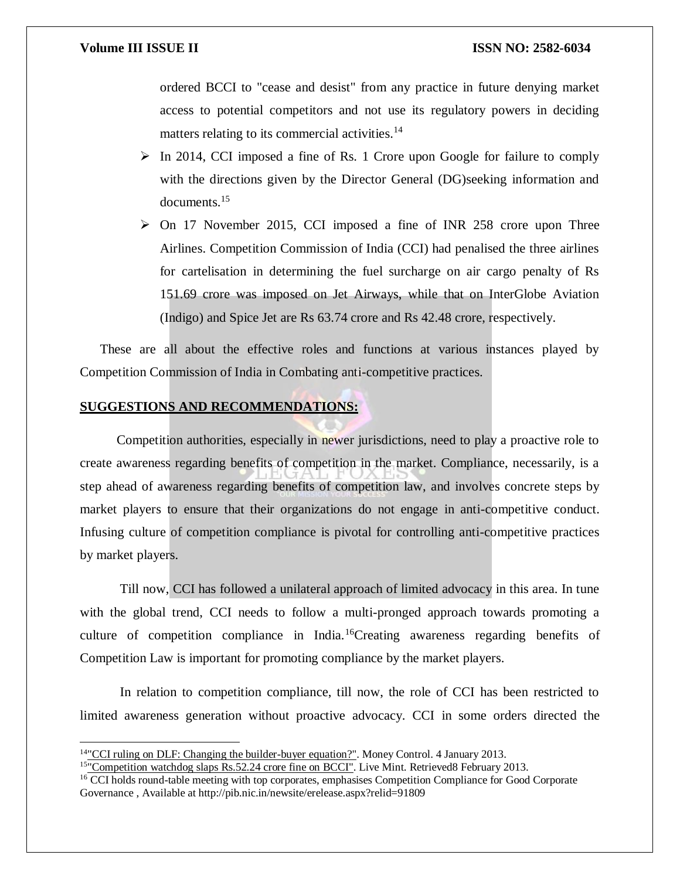ordered BCCI to "cease and desist" from any practice in future denying market access to potential competitors and not use its regulatory powers in deciding matters relating to its commercial activities.[14]

- In 2014, CCI imposed a fine of Rs. 1 Crore upon Google for failure to comply with the directions given by the Director General (DG)seeking information and documents.[15]
- On 17 November 2015, CCI imposed a fine of INR 258 crore upon Three Airlines. Competition Commission of India (CCI) had penalised the three airlines for cartelisation in determining the fuel surcharge on air cargo penalty of Rs 151.69 crore was imposed on Jet Airways, while that on InterGlobe Aviation (Indigo) and Spice Jet are Rs 63.74 crore and Rs 42.48 crore, respectively.

These are all about the effective roles and functions at various instances played by Competition Commission of India in Combating anti-competitive practices.

## SUGGESTIONS AND RECOMMENDATIONS:

Competition authorities, especially in newer jurisdictions, need to play a proactive role to create awareness regarding benefits of competition in the market. Compliance, necessarily, is a step ahead of awareness regarding benefits of competition law, and involves concrete steps by market players to ensure that their organizations do not engage in anti-competitive conduct. Infusing culture of competition compliance is pivotal for controlling anti-competitive practices by market players.

Till now, CCI has followed a unilateral approach of limited advocacy in this area. In tune with the global trend, CCI needs to follow a multi-pronged approach towards promoting a culture of competition compliance in India.[16]Creating awareness regarding benefits of Competition Law is important for promoting compliance by the market players.

In relation to competition compliance, till now, the role of CCI has been restricted to limited awareness generation without proactive advocacy. CCI in some orders directed the

---

[14] "CCI ruling on DLF: Changing the builder-buyer equation?". Money Control. 4 January 2013.

[15] "Competition watchdog slaps Rs.52.24 crore fine on BCCI". Live Mint. Retrieved8 February 2013.

[16] CCI holds round-table meeting with top corporates, emphasises Competition Compliance for Good Corporate Governance , Available at http://pib.nic.in/newsite/erelease.aspx?relid=91809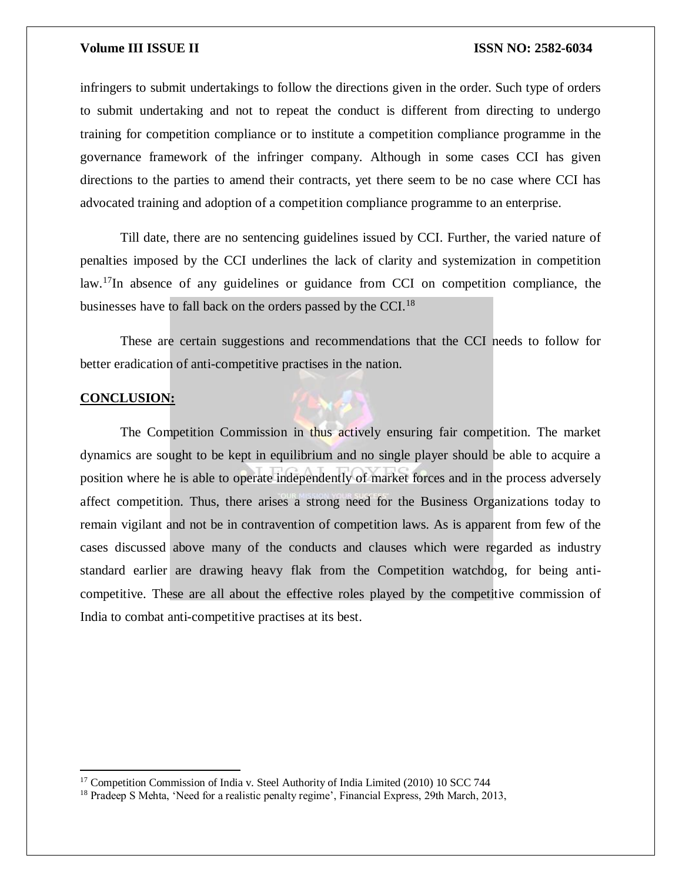infringers to submit undertakings to follow the directions given in the order. Such type of orders to submit undertaking and not to repeat the conduct is different from directing to undergo training for competition compliance or to institute a competition compliance programme in the governance framework of the infringer company. Although in some cases CCI has given directions to the parties to amend their contracts, yet there seem to be no case where CCI has advocated training and adoption of a competition compliance programme to an enterprise.

Till date, there are no sentencing guidelines issued by CCI. Further, the varied nature of penalties imposed by the CCI underlines the lack of clarity and systemization in competition law.[17] In absence of any guidelines or guidance from CCI on competition compliance, the businesses have to fall back on the orders passed by the CCI.[18]

These are certain suggestions and recommendations that the CCI needs to follow for better eradication of anti-competitive practises in the nation.

## CONCLUSION:

The Competition Commission in thus actively ensuring fair competition. The market dynamics are sought to be kept in equilibrium and no single player should be able to acquire a position where he is able to operate independently of market forces and in the process adversely affect competition. Thus, there arises a strong need for the Business Organizations today to remain vigilant and not be in contravention of competition laws. As is apparent from few of the cases discussed above many of the conducts and clauses which were regarded as industry standard earlier are drawing heavy flak from the Competition watchdog, for being anti-competitive. These are all about the effective roles played by the competitive commission of India to combat anti-competitive practises at its best.

---

[17] Competition Commission of India v. Steel Authority of India Limited (2010) 10 SCC 744

[18] Pradeep S Mehta, 'Need for a realistic penalty regime', Financial Express, 29th March, 2013,